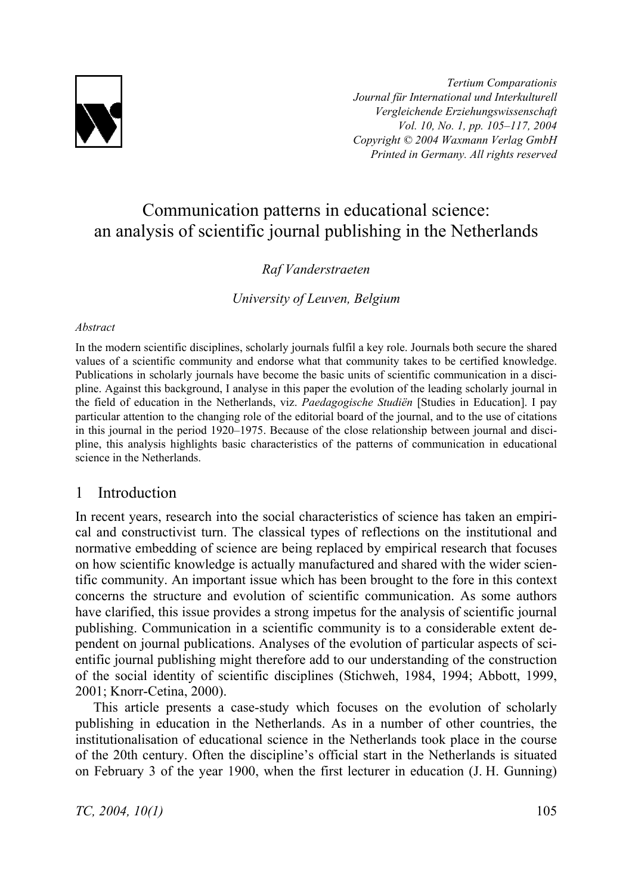# Communication patterns in educational science: an analysis of scientific journal publishing in the Netherlands

*Raf Vanderstraeten*

*University of Leuven, Belgium*

*Abstract*

In the modern scientific disciplines, scholarly journals fulfil a key role. Journals both secure the shared values of a scientific community and endorse what that community takes to be certified knowledge. Publications in scholarly journals have become the basic units of scientific communication in a discipline. Against this background, I analyse in this paper the evolution of the leading scholarly journal in the field of education in the Netherlands, viz. *Paedagogische Studiën* [Studies in Education]. I pay particular attention to the changing role of the editorial board of the journal, and to the use of citations in this journal in the period 1920–1975. Because of the close relationship between journal and discipline, this analysis highlights basic characteristics of the patterns of communication in educational science in the Netherlands.

## 1 Introduction

In recent years, research into the social characteristics of science has taken an empirical and constructivist turn. The classical types of reflections on the institutional and normative embedding of science are being replaced by empirical research that focuses on how scientific knowledge is actually manufactured and shared with the wider scientific community. An important issue which has been brought to the fore in this context concerns the structure and evolution of scientific communication. As some authors have clarified, this issue provides a strong impetus for the analysis of scientific journal publishing. Communication in a scientific community is to a considerable extent dependent on journal publications. Analyses of the evolution of particular aspects of scientific journal publishing might therefore add to our understanding of the construction of the social identity of scientific disciplines (Stichweh, 1984, 1994; Abbott, 1999, 2001; Knorr-Cetina, 2000).

This article presents a case-study which focuses on the evolution of scholarly publishing in education in the Netherlands. As in a number of other countries, the institutionalisation of educational science in the Netherlands took place in the course of the 20th century. Often the discipline's official start in the Netherlands is situated on February 3 of the year 1900, when the first lecturer in education (J. H. Gunning)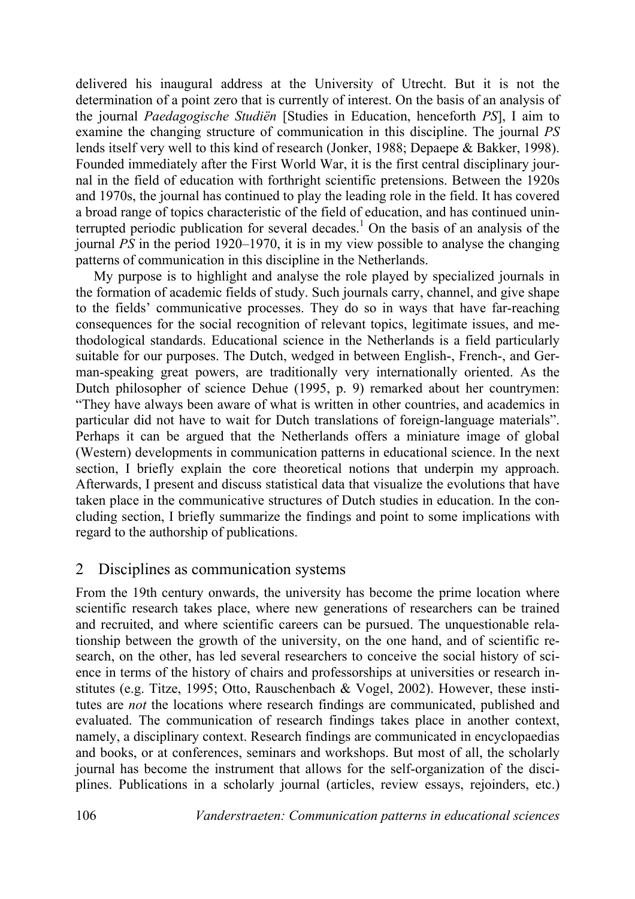delivered his inaugural address at the University of Utrecht. But it is not the determination of a point zero that is currently of interest. On the basis of an analysis of the journal *Paedagogische Studiën* [Studies in Education, henceforth *PS*], I aim to examine the changing structure of communication in this discipline. The journal *PS* lends itself very well to this kind of research (Jonker, 1988; Depaepe & Bakker, 1998). Founded immediately after the First World War, it is the first central disciplinary journal in the field of education with forthright scientific pretensions. Between the 1920s and 1970s, the journal has continued to play the leading role in the field. It has covered a broad range of topics characteristic of the field of education, and has continued uninterrupted periodic publication for several decades.[1] On the basis of an analysis of the journal *PS* in the period 1920–1970, it is in my view possible to analyse the changing patterns of communication in this discipline in the Netherlands.

My purpose is to highlight and analyse the role played by specialized journals in the formation of academic fields of study. Such journals carry, channel, and give shape to the fields' communicative processes. They do so in ways that have far-reaching consequences for the social recognition of relevant topics, legitimate issues, and methodological standards. Educational science in the Netherlands is a field particularly suitable for our purposes. The Dutch, wedged in between English-, French-, and German-speaking great powers, are traditionally very internationally oriented. As the Dutch philosopher of science Dehue (1995, p. 9) remarked about her countrymen: "They have always been aware of what is written in other countries, and academics in particular did not have to wait for Dutch translations of foreign-language materials". Perhaps it can be argued that the Netherlands offers a miniature image of global (Western) developments in communication patterns in educational science. In the next section, I briefly explain the core theoretical notions that underpin my approach. Afterwards, I present and discuss statistical data that visualize the evolutions that have taken place in the communicative structures of Dutch studies in education. In the concluding section, I briefly summarize the findings and point to some implications with regard to the authorship of publications.

## 2 Disciplines as communication systems

From the 19th century onwards, the university has become the prime location where scientific research takes place, where new generations of researchers can be trained and recruited, and where scientific careers can be pursued. The unquestionable relationship between the growth of the university, on the one hand, and of scientific research, on the other, has led several researchers to conceive the social history of science in terms of the history of chairs and professorships at universities or research institutes (e.g. Titze, 1995; Otto, Rauschenbach & Vogel, 2002). However, these institutes are *not* the locations where research findings are communicated, published and evaluated. The communication of research findings takes place in another context, namely, a disciplinary context. Research findings are communicated in encyclopaedias and books, or at conferences, seminars and workshops. But most of all, the scholarly journal has become the instrument that allows for the self-organization of the disciplines. Publications in a scholarly journal (articles, review essays, rejoinders, etc.)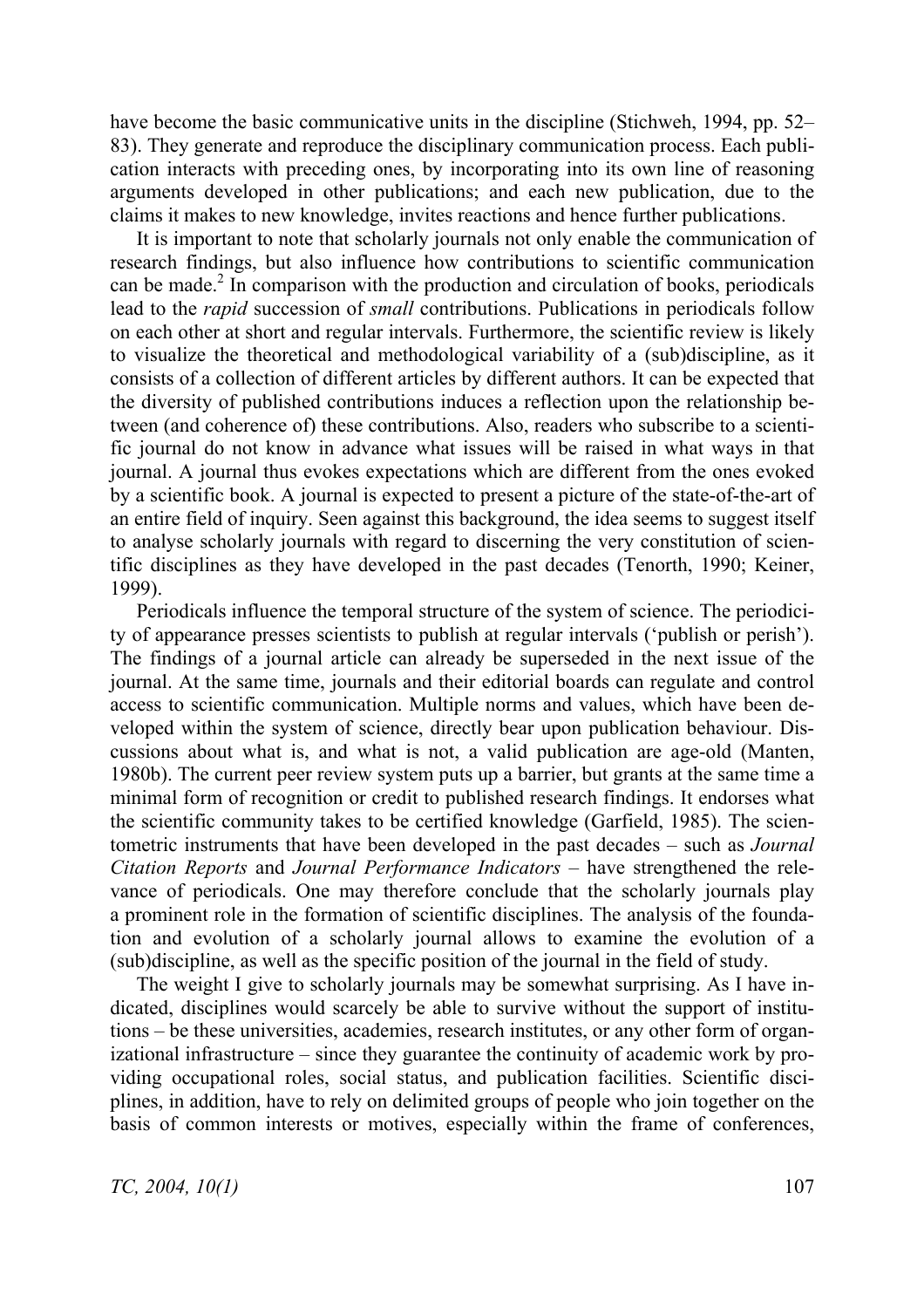have become the basic communicative units in the discipline (Stichweh, 1994, pp. 52–83). They generate and reproduce the disciplinary communication process. Each publication interacts with preceding ones, by incorporating into its own line of reasoning arguments developed in other publications; and each new publication, due to the claims it makes to new knowledge, invites reactions and hence further publications.

It is important to note that scholarly journals not only enable the communication of research findings, but also influence how contributions to scientific communication can be made.[2] In comparison with the production and circulation of books, periodicals lead to the *rapid* succession of *small* contributions. Publications in periodicals follow on each other at short and regular intervals. Furthermore, the scientific review is likely to visualize the theoretical and methodological variability of a (sub)discipline, as it consists of a collection of different articles by different authors. It can be expected that the diversity of published contributions induces a reflection upon the relationship between (and coherence of) these contributions. Also, readers who subscribe to a scientific journal do not know in advance what issues will be raised in what ways in that journal. A journal thus evokes expectations which are different from the ones evoked by a scientific book. A journal is expected to present a picture of the state-of-the-art of an entire field of inquiry. Seen against this background, the idea seems to suggest itself to analyse scholarly journals with regard to discerning the very constitution of scientific disciplines as they have developed in the past decades (Tenorth, 1990; Keiner, 1999).

Periodicals influence the temporal structure of the system of science. The periodicity of appearance presses scientists to publish at regular intervals ('publish or perish'). The findings of a journal article can already be superseded in the next issue of the journal. At the same time, journals and their editorial boards can regulate and control access to scientific communication. Multiple norms and values, which have been developed within the system of science, directly bear upon publication behaviour. Discussions about what is, and what is not, a valid publication are age-old (Manten, 1980b). The current peer review system puts up a barrier, but grants at the same time a minimal form of recognition or credit to published research findings. It endorses what the scientific community takes to be certified knowledge (Garfield, 1985). The scientometric instruments that have been developed in the past decades – such as *Journal Citation Reports* and *Journal Performance Indicators* – have strengthened the relevance of periodicals. One may therefore conclude that the scholarly journals play a prominent role in the formation of scientific disciplines. The analysis of the foundation and evolution of a scholarly journal allows to examine the evolution of a (sub)discipline, as well as the specific position of the journal in the field of study.

The weight I give to scholarly journals may be somewhat surprising. As I have indicated, disciplines would scarcely be able to survive without the support of institutions – be these universities, academies, research institutes, or any other form of organizational infrastructure – since they guarantee the continuity of academic work by providing occupational roles, social status, and publication facilities. Scientific disciplines, in addition, have to rely on delimited groups of people who join together on the basis of common interests or motives, especially within the frame of conferences,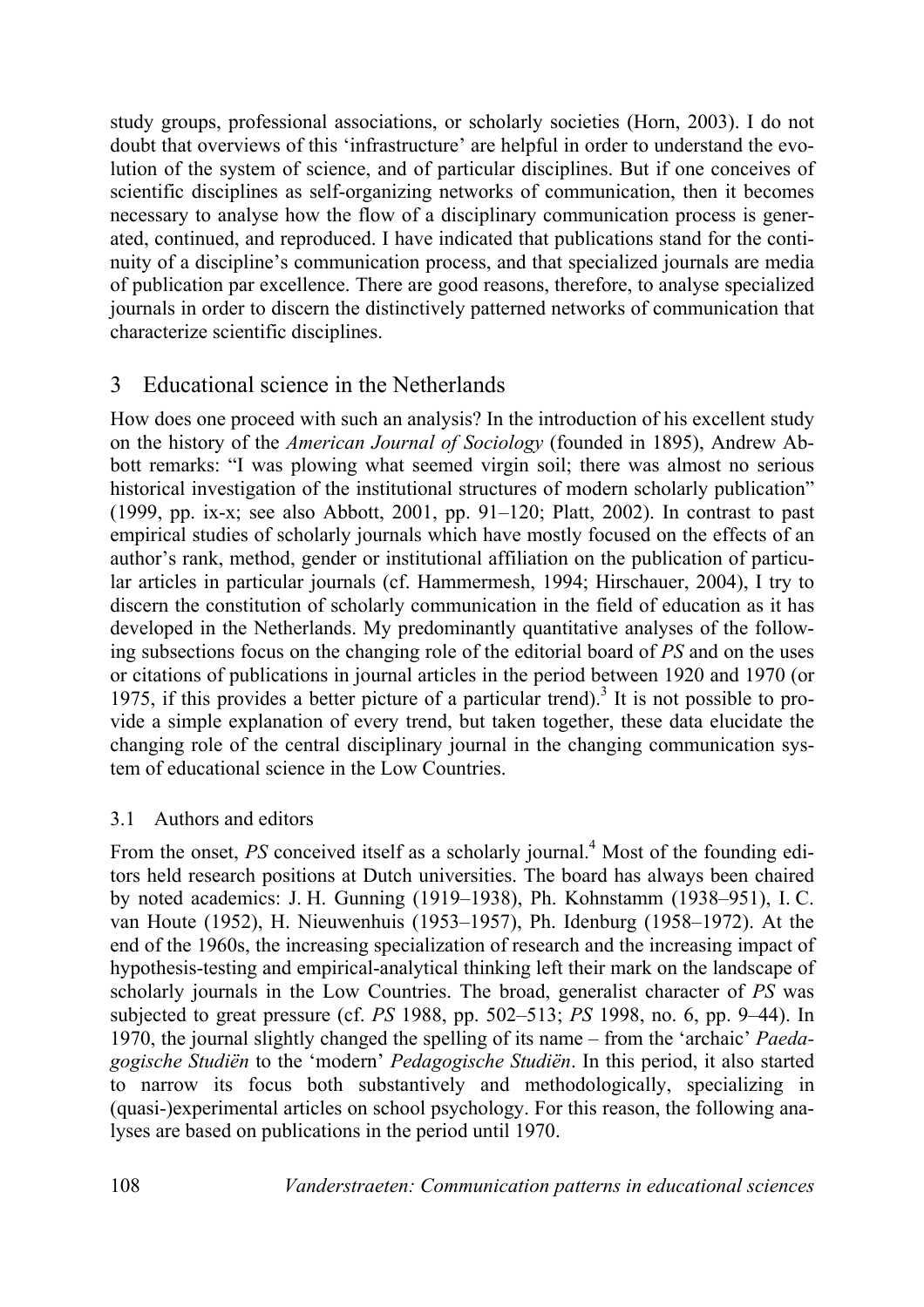study groups, professional associations, or scholarly societies (Horn, 2003). I do not doubt that overviews of this 'infrastructure' are helpful in order to understand the evolution of the system of science, and of particular disciplines. But if one conceives of scientific disciplines as self-organizing networks of communication, then it becomes necessary to analyse how the flow of a disciplinary communication process is generated, continued, and reproduced. I have indicated that publications stand for the continuity of a discipline's communication process, and that specialized journals are media of publication par excellence. There are good reasons, therefore, to analyse specialized journals in order to discern the distinctively patterned networks of communication that characterize scientific disciplines.

## 3 Educational science in the Netherlands

How does one proceed with such an analysis? In the introduction of his excellent study on the history of the *American Journal of Sociology* (founded in 1895), Andrew Abbott remarks: "I was plowing what seemed virgin soil; there was almost no serious historical investigation of the institutional structures of modern scholarly publication" (1999, pp. ix-x; see also Abbott, 2001, pp. 91–120; Platt, 2002). In contrast to past empirical studies of scholarly journals which have mostly focused on the effects of an author's rank, method, gender or institutional affiliation on the publication of particular articles in particular journals (cf. Hammermesh, 1994; Hirschauer, 2004), I try to discern the constitution of scholarly communication in the field of education as it has developed in the Netherlands. My predominantly quantitative analyses of the following subsections focus on the changing role of the editorial board of *PS* and on the uses or citations of publications in journal articles in the period between 1920 and 1970 (or 1975, if this provides a better picture of a particular trend).[3] It is not possible to provide a simple explanation of every trend, but taken together, these data elucidate the changing role of the central disciplinary journal in the changing communication system of educational science in the Low Countries.

### 3.1 Authors and editors

From the onset, *PS* conceived itself as a scholarly journal.[4] Most of the founding editors held research positions at Dutch universities. The board has always been chaired by noted academics: J. H. Gunning (1919–1938), Ph. Kohnstamm (1938–951), I. C. van Houte (1952), H. Nieuwenhuis (1953–1957), Ph. Idenburg (1958–1972). At the end of the 1960s, the increasing specialization of research and the increasing impact of hypothesis-testing and empirical-analytical thinking left their mark on the landscape of scholarly journals in the Low Countries. The broad, generalist character of *PS* was subjected to great pressure (cf. *PS* 1988, pp. 502–513; *PS* 1998, no. 6, pp. 9–44). In 1970, the journal slightly changed the spelling of its name – from the 'archaic' *Paedagogische Studiën* to the 'modern' *Pedagogische Studiën*. In this period, it also started to narrow its focus both substantively and methodologically, specializing in (quasi-)experimental articles on school psychology. For this reason, the following analyses are based on publications in the period until 1970.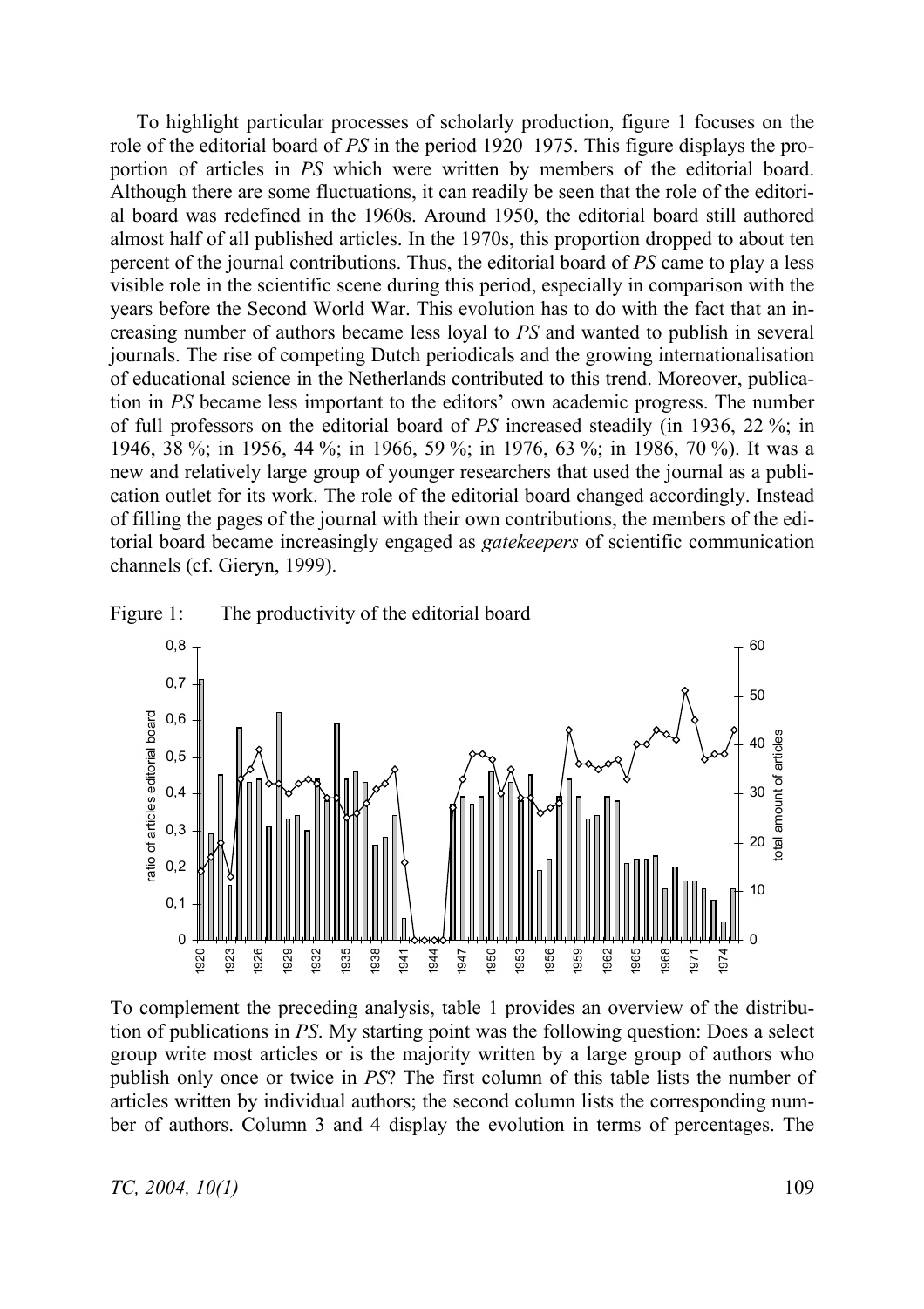To highlight particular processes of scholarly production, figure 1 focuses on the role of the editorial board of *PS* in the period 1920–1975. This figure displays the proportion of articles in *PS* which were written by members of the editorial board. Although there are some fluctuations, it can readily be seen that the role of the editorial board was redefined in the 1960s. Around 1950, the editorial board still authored almost half of all published articles. In the 1970s, this proportion dropped to about ten percent of the journal contributions. Thus, the editorial board of *PS* came to play a less visible role in the scientific scene during this period, especially in comparison with the years before the Second World War. This evolution has to do with the fact that an increasing number of authors became less loyal to *PS* and wanted to publish in several journals. The rise of competing Dutch periodicals and the growing internationalisation of educational science in the Netherlands contributed to this trend. Moreover, publication in *PS* became less important to the editors' own academic progress. The number of full professors on the editorial board of *PS* increased steadily (in 1936, 22 %; in 1946, 38 %; in 1956, 44 %; in 1966, 59 %; in 1976, 63 %; in 1986, 70 %). It was a new and relatively large group of younger researchers that used the journal as a publication outlet for its work. The role of the editorial board changed accordingly. Instead of filling the pages of the journal with their own contributions, the members of the editorial board became increasingly engaged as *gatekeepers* of scientific communication channels (cf. Gieryn, 1999).

Figure 1: The productivity of the editorial board

To complement the preceding analysis, table 1 provides an overview of the distribution of publications in *PS*. My starting point was the following question: Does a select group write most articles or is the majority written by a large group of authors who publish only once or twice in *PS*? The first column of this table lists the number of articles written by individual authors; the second column lists the corresponding number of authors. Column 3 and 4 display the evolution in terms of percentages. The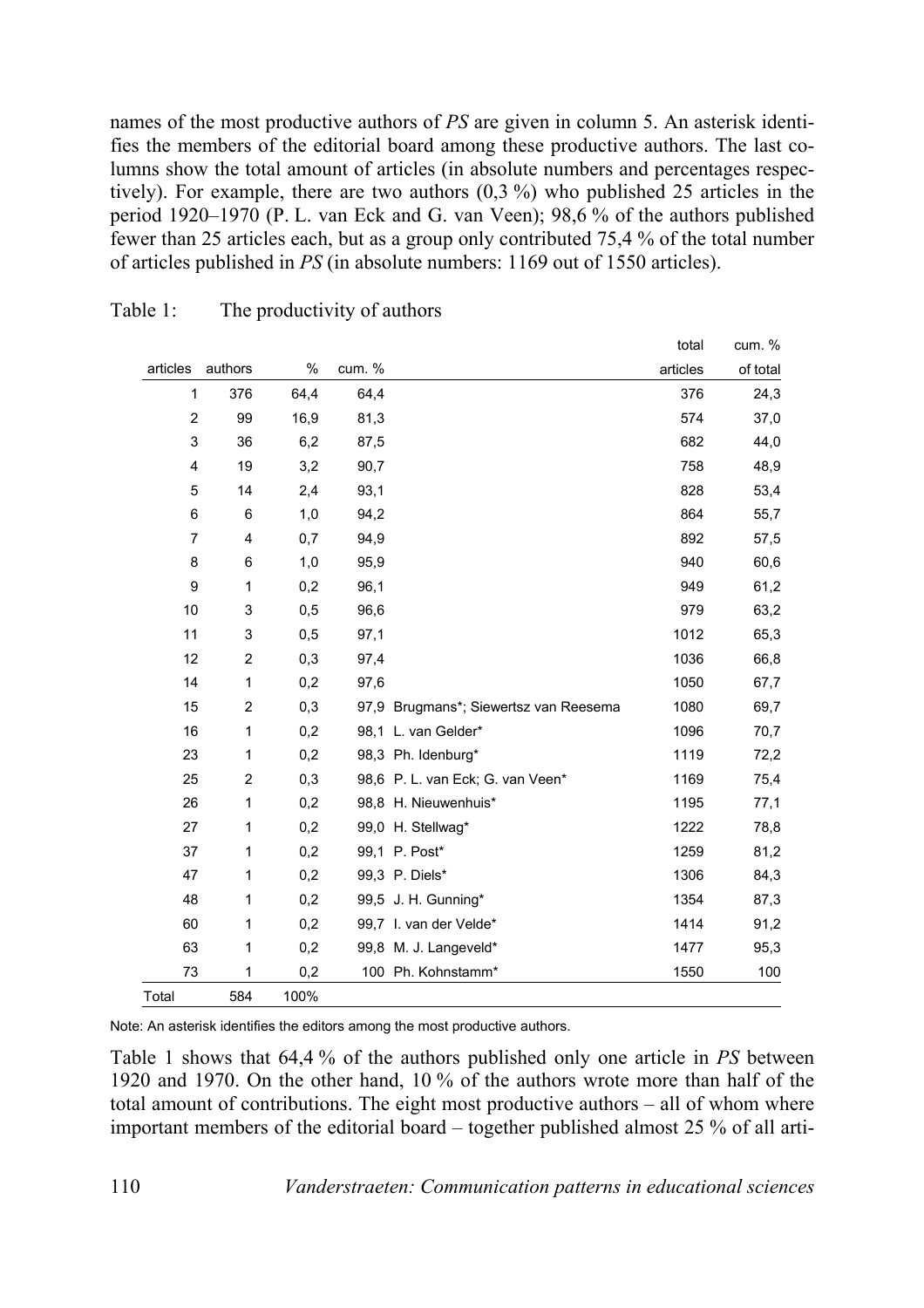names of the most productive authors of *PS* are given in column 5. An asterisk identifies the members of the editorial board among these productive authors. The last columns show the total amount of articles (in absolute numbers and percentages respectively). For example, there are two authors (0,3 %) who published 25 articles in the period 1920–1970 (P. L. van Eck and G. van Veen); 98,6 % of the authors published fewer than 25 articles each, but as a group only contributed 75,4 % of the total number of articles published in *PS* (in absolute numbers: 1169 out of 1550 articles).

Table 1: The productivity of authors

| articles | authors | % | cum. % | | total articles | cum. % of total |
|---|---|---|---|---|---|---|
| 1 | 376 | 64,4 | 64,4 | | 376 | 24,3 |
| 2 | 99 | 16,9 | 81,3 | | 574 | 37,0 |
| 3 | 36 | 6,2 | 87,5 | | 682 | 44,0 |
| 4 | 19 | 3,2 | 90,7 | | 758 | 48,9 |
| 5 | 14 | 2,4 | 93,1 | | 828 | 53,4 |
| 6 | 6 | 1,0 | 94,2 | | 864 | 55,7 |
| 7 | 4 | 0,7 | 94,9 | | 892 | 57,5 |
| 8 | 6 | 1,0 | 95,9 | | 940 | 60,6 |
| 9 | 1 | 0,2 | 96,1 | | 949 | 61,2 |
| 10 | 3 | 0,5 | 96,6 | | 979 | 63,2 |
| 11 | 3 | 0,5 | 97,1 | | 1012 | 65,3 |
| 12 | 2 | 0,3 | 97,4 | | 1036 | 66,8 |
| 14 | 1 | 0,2 | 97,6 | | 1050 | 67,7 |
| 15 | 2 | 0,3 | 97,9 | Brugmans*; Siewertsz van Reesema | 1080 | 69,7 |
| 16 | 1 | 0,2 | 98,1 | L. van Gelder* | 1096 | 70,7 |
| 23 | 1 | 0,2 | 98,3 | Ph. Idenburg* | 1119 | 72,2 |
| 25 | 2 | 0,3 | 98,6 | P. L. van Eck; G. van Veen* | 1169 | 75,4 |
| 26 | 1 | 0,2 | 98,8 | H. Nieuwenhuis* | 1195 | 77,1 |
| 27 | 1 | 0,2 | 99,0 | H. Stellwag* | 1222 | 78,8 |
| 37 | 1 | 0,2 | 99,1 | P. Post* | 1259 | 81,2 |
| 47 | 1 | 0,2 | 99,3 | P. Diels* | 1306 | 84,3 |
| 48 | 1 | 0,2 | 99,5 | J. H. Gunning* | 1354 | 87,3 |
| 60 | 1 | 0,2 | 99,7 | I. van der Velde* | 1414 | 91,2 |
| 63 | 1 | 0,2 | 99,8 | M. J. Langeveld* | 1477 | 95,3 |
| 73 | 1 | 0,2 | 100 | Ph. Kohnstamm* | 1550 | 100 |
| Total | 584 | 100% | | | | |

Note: An asterisk identifies the editors among the most productive authors.

Table 1 shows that 64,4 % of the authors published only one article in *PS* between 1920 and 1970. On the other hand, 10 % of the authors wrote more than half of the total amount of contributions. The eight most productive authors – all of whom where important members of the editorial board – together published almost 25 % of all arti-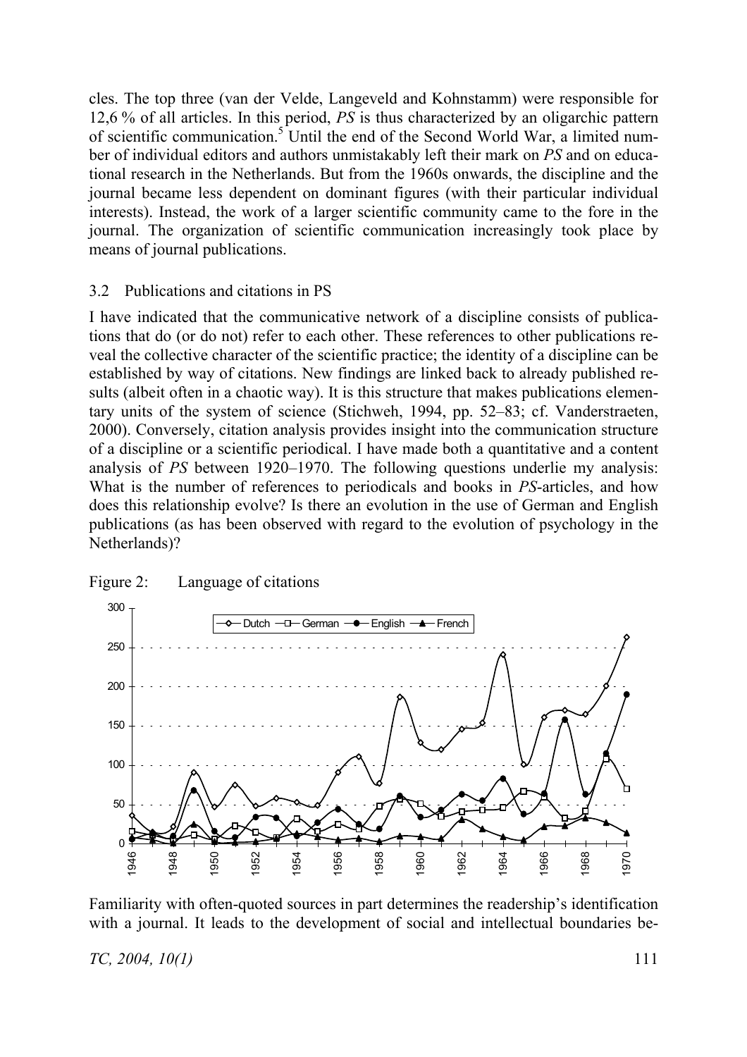cles. The top three (van der Velde, Langeveld and Kohnstamm) were responsible for 12,6 % of all articles. In this period, *PS* is thus characterized by an oligarchic pattern of scientific communication.[5] Until the end of the Second World War, a limited number of individual editors and authors unmistakably left their mark on *PS* and on educational research in the Netherlands. But from the 1960s onwards, the discipline and the journal became less dependent on dominant figures (with their particular individual interests). Instead, the work of a larger scientific community came to the fore in the journal. The organization of scientific communication increasingly took place by means of journal publications.

### 3.2 Publications and citations in PS

I have indicated that the communicative network of a discipline consists of publications that do (or do not) refer to each other. These references to other publications reveal the collective character of the scientific practice; the identity of a discipline can be established by way of citations. New findings are linked back to already published results (albeit often in a chaotic way). It is this structure that makes publications elementary units of the system of science (Stichweh, 1994, pp. 52–83; cf. Vanderstraeten, 2000). Conversely, citation analysis provides insight into the communication structure of a discipline or a scientific periodical. I have made both a quantitative and a content analysis of *PS* between 1920–1970. The following questions underlie my analysis: What is the number of references to periodicals and books in *PS*-articles, and how does this relationship evolve? Is there an evolution in the use of German and English publications (as has been observed with regard to the evolution of psychology in the Netherlands)?

Figure 2: Language of citations

Familiarity with often-quoted sources in part determines the readership's identification with a journal. It leads to the development of social and intellectual boundaries be-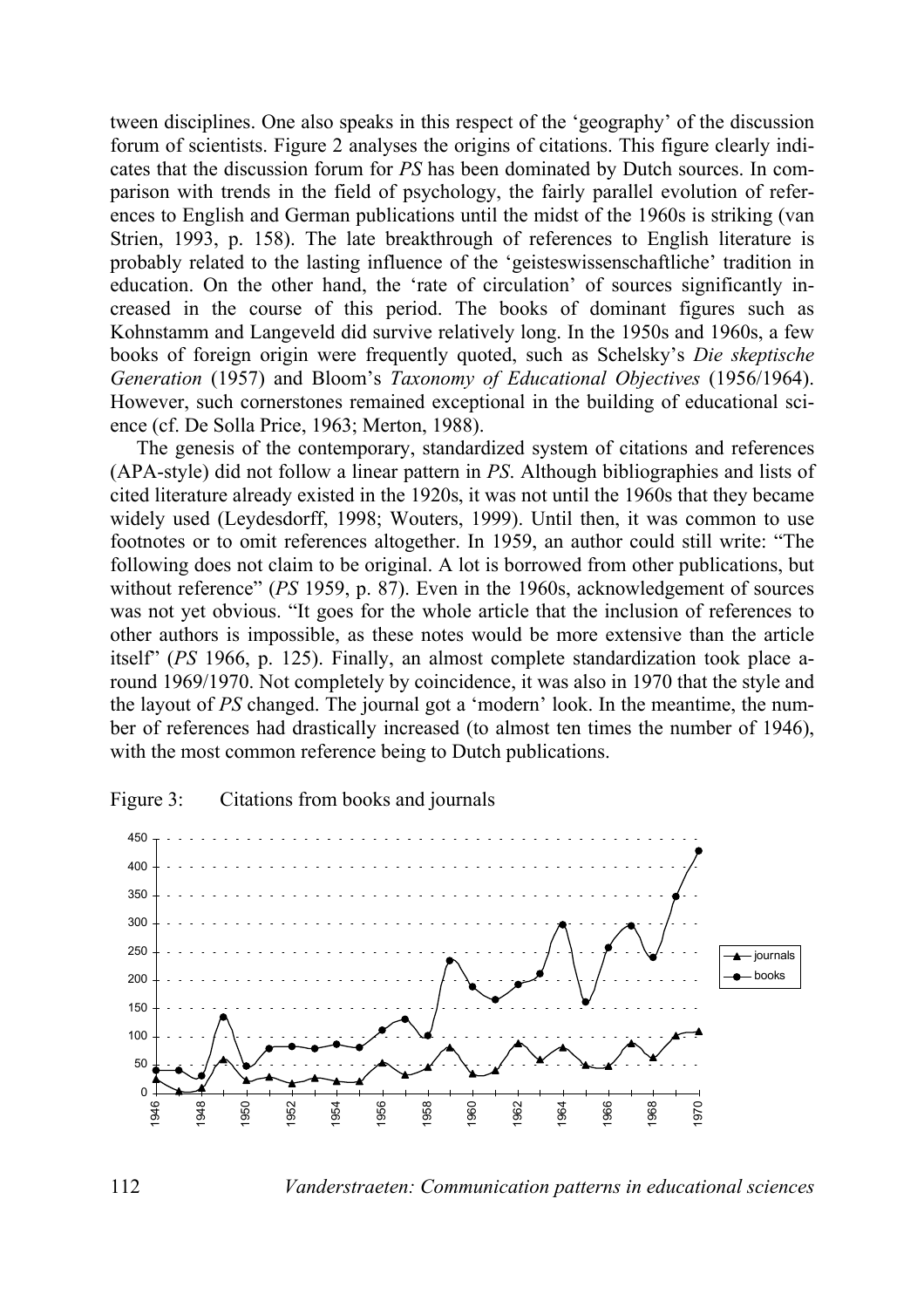tween disciplines. One also speaks in this respect of the 'geography' of the discussion forum of scientists. Figure 2 analyses the origins of citations. This figure clearly indicates that the discussion forum for *PS* has been dominated by Dutch sources. In comparison with trends in the field of psychology, the fairly parallel evolution of references to English and German publications until the midst of the 1960s is striking (van Strien, 1993, p. 158). The late breakthrough of references to English literature is probably related to the lasting influence of the 'geisteswissenschaftliche' tradition in education. On the other hand, the 'rate of circulation' of sources significantly increased in the course of this period. The books of dominant figures such as Kohnstamm and Langeveld did survive relatively long. In the 1950s and 1960s, a few books of foreign origin were frequently quoted, such as Schelsky's *Die skeptische Generation* (1957) and Bloom's *Taxonomy of Educational Objectives* (1956/1964). However, such cornerstones remained exceptional in the building of educational science (cf. De Solla Price, 1963; Merton, 1988).

The genesis of the contemporary, standardized system of citations and references (APA-style) did not follow a linear pattern in *PS*. Although bibliographies and lists of cited literature already existed in the 1920s, it was not until the 1960s that they became widely used (Leydesdorff, 1998; Wouters, 1999). Until then, it was common to use footnotes or to omit references altogether. In 1959, an author could still write: "The following does not claim to be original. A lot is borrowed from other publications, but without reference" (*PS* 1959, p. 87). Even in the 1960s, acknowledgement of sources was not yet obvious. "It goes for the whole article that the inclusion of references to other authors is impossible, as these notes would be more extensive than the article itself" (*PS* 1966, p. 125). Finally, an almost complete standardization took place around 1969/1970. Not completely by coincidence, it was also in 1970 that the style and the layout of *PS* changed. The journal got a 'modern' look. In the meantime, the number of references had drastically increased (to almost ten times the number of 1946), with the most common reference being to Dutch publications.

Figure 3: Citations from books and journals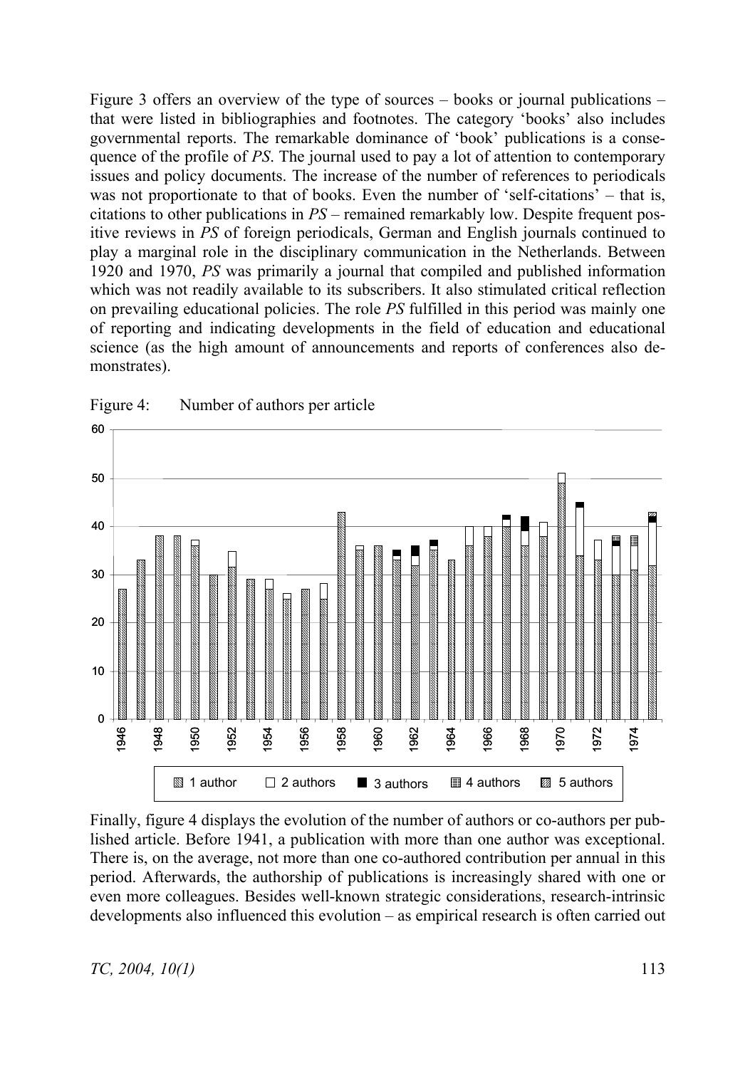Figure 3 offers an overview of the type of sources – books or journal publications – that were listed in bibliographies and footnotes. The category 'books' also includes governmental reports. The remarkable dominance of 'book' publications is a consequence of the profile of *PS*. The journal used to pay a lot of attention to contemporary issues and policy documents. The increase of the number of references to periodicals was not proportionate to that of books. Even the number of 'self-citations' – that is, citations to other publications in *PS* – remained remarkably low. Despite frequent positive reviews in *PS* of foreign periodicals, German and English journals continued to play a marginal role in the disciplinary communication in the Netherlands. Between 1920 and 1970, *PS* was primarily a journal that compiled and published information which was not readily available to its subscribers. It also stimulated critical reflection on prevailing educational policies. The role *PS* fulfilled in this period was mainly one of reporting and indicating developments in the field of education and educational science (as the high amount of announcements and reports of conferences also demonstrates).

Figure 4: Number of authors per article

Finally, figure 4 displays the evolution of the number of authors or co-authors per published article. Before 1941, a publication with more than one author was exceptional. There is, on the average, not more than one co-authored contribution per annual in this period. Afterwards, the authorship of publications is increasingly shared with one or even more colleagues. Besides well-known strategic considerations, research-intrinsic developments also influenced this evolution – as empirical research is often carried out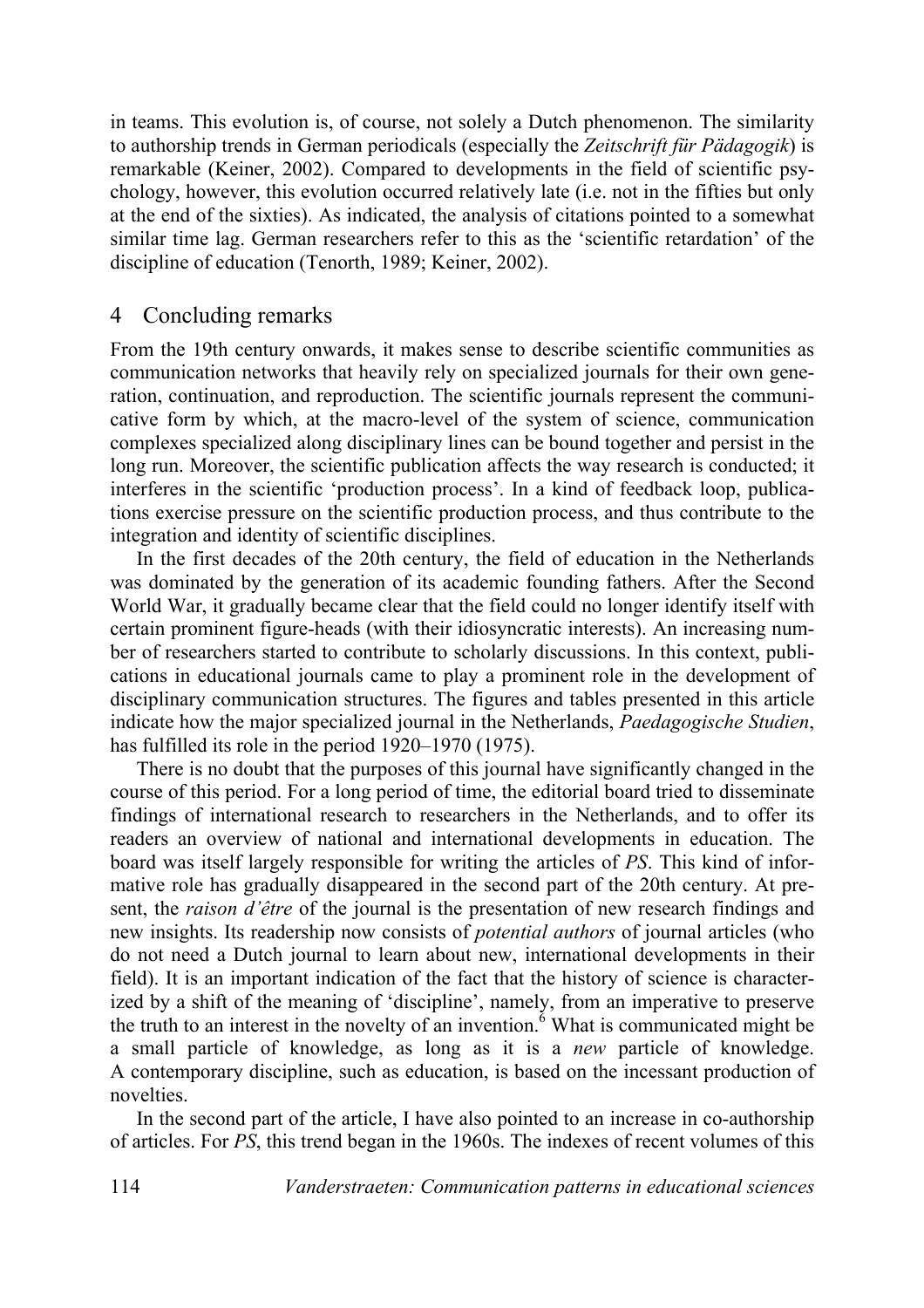in teams. This evolution is, of course, not solely a Dutch phenomenon. The similarity to authorship trends in German periodicals (especially the *Zeitschrift für Pädagogik*) is remarkable (Keiner, 2002). Compared to developments in the field of scientific psychology, however, this evolution occurred relatively late (i.e. not in the fifties but only at the end of the sixties). As indicated, the analysis of citations pointed to a somewhat similar time lag. German researchers refer to this as the 'scientific retardation' of the discipline of education (Tenorth, 1989; Keiner, 2002).

## 4 Concluding remarks

From the 19th century onwards, it makes sense to describe scientific communities as communication networks that heavily rely on specialized journals for their own generation, continuation, and reproduction. The scientific journals represent the communicative form by which, at the macro-level of the system of science, communication complexes specialized along disciplinary lines can be bound together and persist in the long run. Moreover, the scientific publication affects the way research is conducted; it interferes in the scientific 'production process'. In a kind of feedback loop, publications exercise pressure on the scientific production process, and thus contribute to the integration and identity of scientific disciplines.

In the first decades of the 20th century, the field of education in the Netherlands was dominated by the generation of its academic founding fathers. After the Second World War, it gradually became clear that the field could no longer identify itself with certain prominent figure-heads (with their idiosyncratic interests). An increasing number of researchers started to contribute to scholarly discussions. In this context, publications in educational journals came to play a prominent role in the development of disciplinary communication structures. The figures and tables presented in this article indicate how the major specialized journal in the Netherlands, *Paedagogische Studien*, has fulfilled its role in the period 1920–1970 (1975).

There is no doubt that the purposes of this journal have significantly changed in the course of this period. For a long period of time, the editorial board tried to disseminate findings of international research to researchers in the Netherlands, and to offer its readers an overview of national and international developments in education. The board was itself largely responsible for writing the articles of *PS*. This kind of informative role has gradually disappeared in the second part of the 20th century. At present, the *raison d'être* of the journal is the presentation of new research findings and new insights. Its readership now consists of *potential authors* of journal articles (who do not need a Dutch journal to learn about new, international developments in their field). It is an important indication of the fact that the history of science is characterized by a shift of the meaning of 'discipline', namely, from an imperative to preserve the truth to an interest in the novelty of an invention.[6] What is communicated might be a small particle of knowledge, as long as it is a *new* particle of knowledge. A contemporary discipline, such as education, is based on the incessant production of novelties.

In the second part of the article, I have also pointed to an increase in co-authorship of articles. For *PS*, this trend began in the 1960s. The indexes of recent volumes of this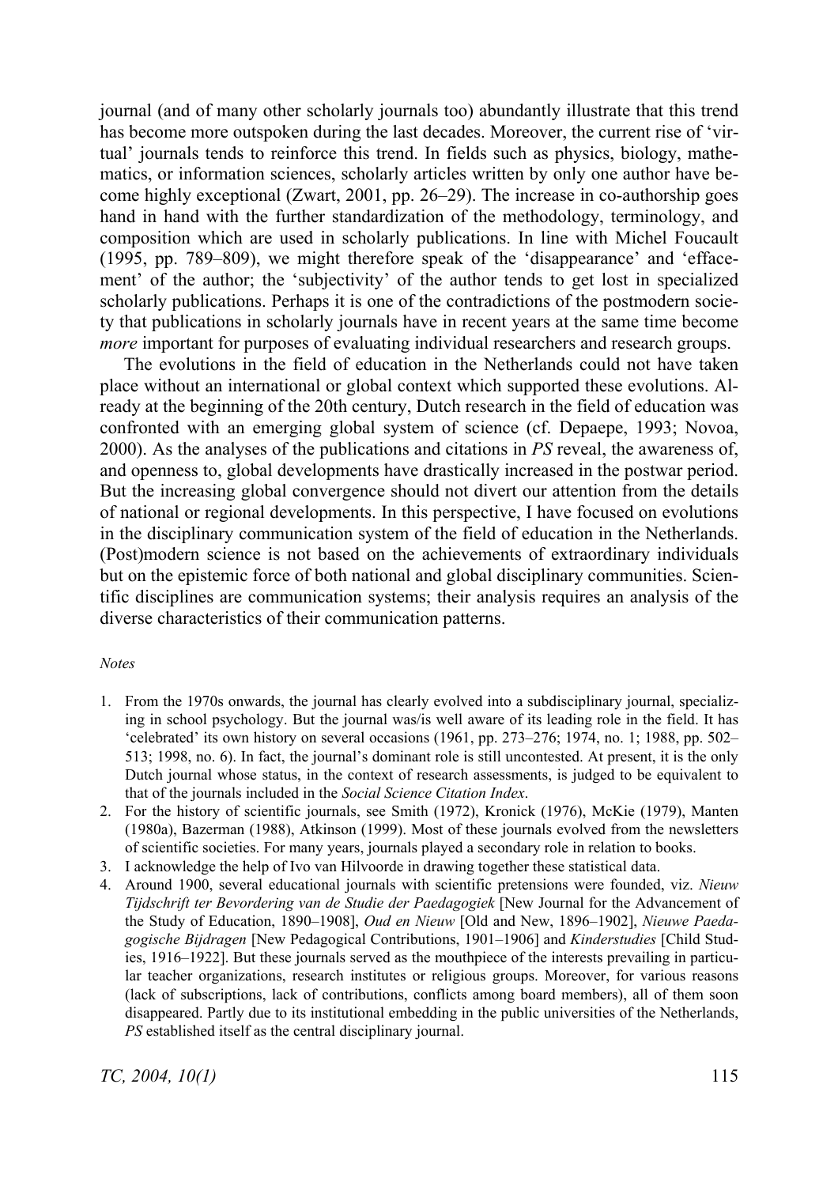journal (and of many other scholarly journals too) abundantly illustrate that this trend has become more outspoken during the last decades. Moreover, the current rise of 'virtual' journals tends to reinforce this trend. In fields such as physics, biology, mathematics, or information sciences, scholarly articles written by only one author have become highly exceptional (Zwart, 2001, pp. 26–29). The increase in co-authorship goes hand in hand with the further standardization of the methodology, terminology, and composition which are used in scholarly publications. In line with Michel Foucault (1995, pp. 789–809), we might therefore speak of the 'disappearance' and 'effacement' of the author; the 'subjectivity' of the author tends to get lost in specialized scholarly publications. Perhaps it is one of the contradictions of the postmodern society that publications in scholarly journals have in recent years at the same time become *more* important for purposes of evaluating individual researchers and research groups.

The evolutions in the field of education in the Netherlands could not have taken place without an international or global context which supported these evolutions. Already at the beginning of the 20th century, Dutch research in the field of education was confronted with an emerging global system of science (cf. Depaepe, 1993; Novoa, 2000). As the analyses of the publications and citations in *PS* reveal, the awareness of, and openness to, global developments have drastically increased in the postwar period. But the increasing global convergence should not divert our attention from the details of national or regional developments. In this perspective, I have focused on evolutions in the disciplinary communication system of the field of education in the Netherlands. (Post)modern science is not based on the achievements of extraordinary individuals but on the epistemic force of both national and global disciplinary communities. Scientific disciplines are communication systems; their analysis requires an analysis of the diverse characteristics of their communication patterns.

*Notes*

1. From the 1970s onwards, the journal has clearly evolved into a subdisciplinary journal, specializing in school psychology. But the journal was/is well aware of its leading role in the field. It has 'celebrated' its own history on several occasions (1961, pp. 273–276; 1974, no. 1; 1988, pp. 502–513; 1998, no. 6). In fact, the journal's dominant role is still uncontested. At present, it is the only Dutch journal whose status, in the context of research assessments, is judged to be equivalent to that of the journals included in the *Social Science Citation Index*.
2. For the history of scientific journals, see Smith (1972), Kronick (1976), McKie (1979), Manten (1980a), Bazerman (1988), Atkinson (1999). Most of these journals evolved from the newsletters of scientific societies. For many years, journals played a secondary role in relation to books.
3. I acknowledge the help of Ivo van Hilvoorde in drawing together these statistical data.
4. Around 1900, several educational journals with scientific pretensions were founded, viz. *Nieuw Tijdschrift ter Bevordering van de Studie der Paedagogiek* [New Journal for the Advancement of the Study of Education, 1890–1908], *Oud en Nieuw* [Old and New, 1896–1902], *Nieuwe Paedagogische Bijdragen* [New Pedagogical Contributions, 1901–1906] and *Kinderstudies* [Child Studies, 1916–1922]. But these journals served as the mouthpiece of the interests prevailing in particular teacher organizations, research institutes or religious groups. Moreover, for various reasons (lack of subscriptions, lack of contributions, conflicts among board members), all of them soon disappeared. Partly due to its institutional embedding in the public universities of the Netherlands, *PS* established itself as the central disciplinary journal.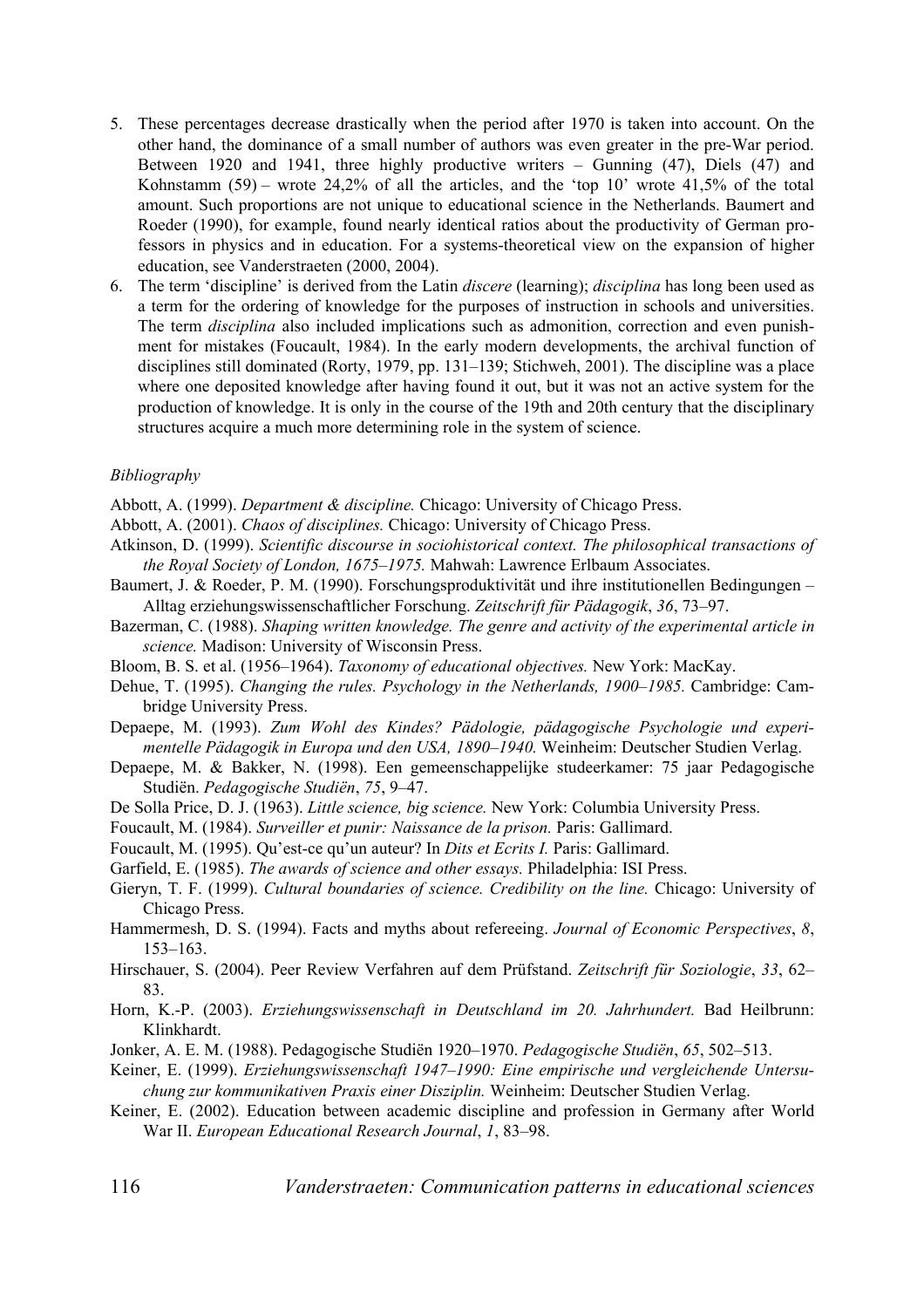5. These percentages decrease drastically when the period after 1970 is taken into account. On the other hand, the dominance of a small number of authors was even greater in the pre-War period. Between 1920 and 1941, three highly productive writers – Gunning (47), Diels (47) and Kohnstamm (59) – wrote 24,2% of all the articles, and the 'top 10' wrote 41,5% of the total amount. Such proportions are not unique to educational science in the Netherlands. Baumert and Roeder (1990), for example, found nearly identical ratios about the productivity of German professors in physics and in education. For a systems-theoretical view on the expansion of higher education, see Vanderstraeten (2000, 2004).
6. The term 'discipline' is derived from the Latin *discere* (learning); *disciplina* has long been used as a term for the ordering of knowledge for the purposes of instruction in schools and universities. The term *disciplina* also included implications such as admonition, correction and even punishment for mistakes (Foucault, 1984). In the early modern developments, the archival function of disciplines still dominated (Rorty, 1979, pp. 131–139; Stichweh, 2001). The discipline was a place where one deposited knowledge after having found it out, but it was not an active system for the production of knowledge. It is only in the course of the 19th and 20th century that the disciplinary structures acquire a much more determining role in the system of science.

*Bibliography*

Abbott, A. (1999). *Department & discipline.* Chicago: University of Chicago Press.

Abbott, A. (2001). *Chaos of disciplines.* Chicago: University of Chicago Press.

Atkinson, D. (1999). *Scientific discourse in sociohistorical context. The philosophical transactions of the Royal Society of London, 1675–1975.* Mahwah: Lawrence Erlbaum Associates.

Baumert, J. & Roeder, P. M. (1990). Forschungsproduktivität und ihre institutionellen Bedingungen – Alltag erziehungswissenschaftlicher Forschung. *Zeitschrift für Pädagogik*, *36*, 73–97.

Bazerman, C. (1988). *Shaping written knowledge. The genre and activity of the experimental article in science.* Madison: University of Wisconsin Press.

Bloom, B. S. et al. (1956–1964). *Taxonomy of educational objectives.* New York: MacKay.

Dehue, T. (1995). *Changing the rules. Psychology in the Netherlands, 1900–1985.* Cambridge: Cambridge University Press.

Depaepe, M. (1993). *Zum Wohl des Kindes? Pädologie, pädagogische Psychologie und experimentelle Pädagogik in Europa und den USA, 1890–1940.* Weinheim: Deutscher Studien Verlag.

Depaepe, M. & Bakker, N. (1998). Een gemeenschappelijke studeerkamer: 75 jaar Pedagogische Studiën. *Pedagogische Studiën*, *75*, 9–47.

De Solla Price, D. J. (1963). *Little science, big science.* New York: Columbia University Press.

Foucault, M. (1984). *Surveiller et punir: Naissance de la prison.* Paris: Gallimard.

Foucault, M. (1995). Qu'est-ce qu'un auteur? In *Dits et Ecrits I.* Paris: Gallimard.

Garfield, E. (1985). *The awards of science and other essays.* Philadelphia: ISI Press.

Gieryn, T. F. (1999). *Cultural boundaries of science. Credibility on the line.* Chicago: University of Chicago Press.

Hammermesh, D. S. (1994). Facts and myths about refereeing. *Journal of Economic Perspectives*, *8*, 153–163.

Hirschauer, S. (2004). Peer Review Verfahren auf dem Prüfstand. *Zeitschrift für Soziologie*, *33*, 62–83.

Horn, K.-P. (2003). *Erziehungswissenschaft in Deutschland im 20. Jahrhundert.* Bad Heilbrunn: Klinkhardt.

Jonker, A. E. M. (1988). Pedagogische Studiën 1920–1970. *Pedagogische Studiën*, *65*, 502–513.

Keiner, E. (1999). *Erziehungswissenschaft 1947–1990: Eine empirische und vergleichende Untersuchung zur kommunikativen Praxis einer Disziplin.* Weinheim: Deutscher Studien Verlag.

Keiner, E. (2002). Education between academic discipline and profession in Germany after World War II. *European Educational Research Journal*, *1*, 83–98.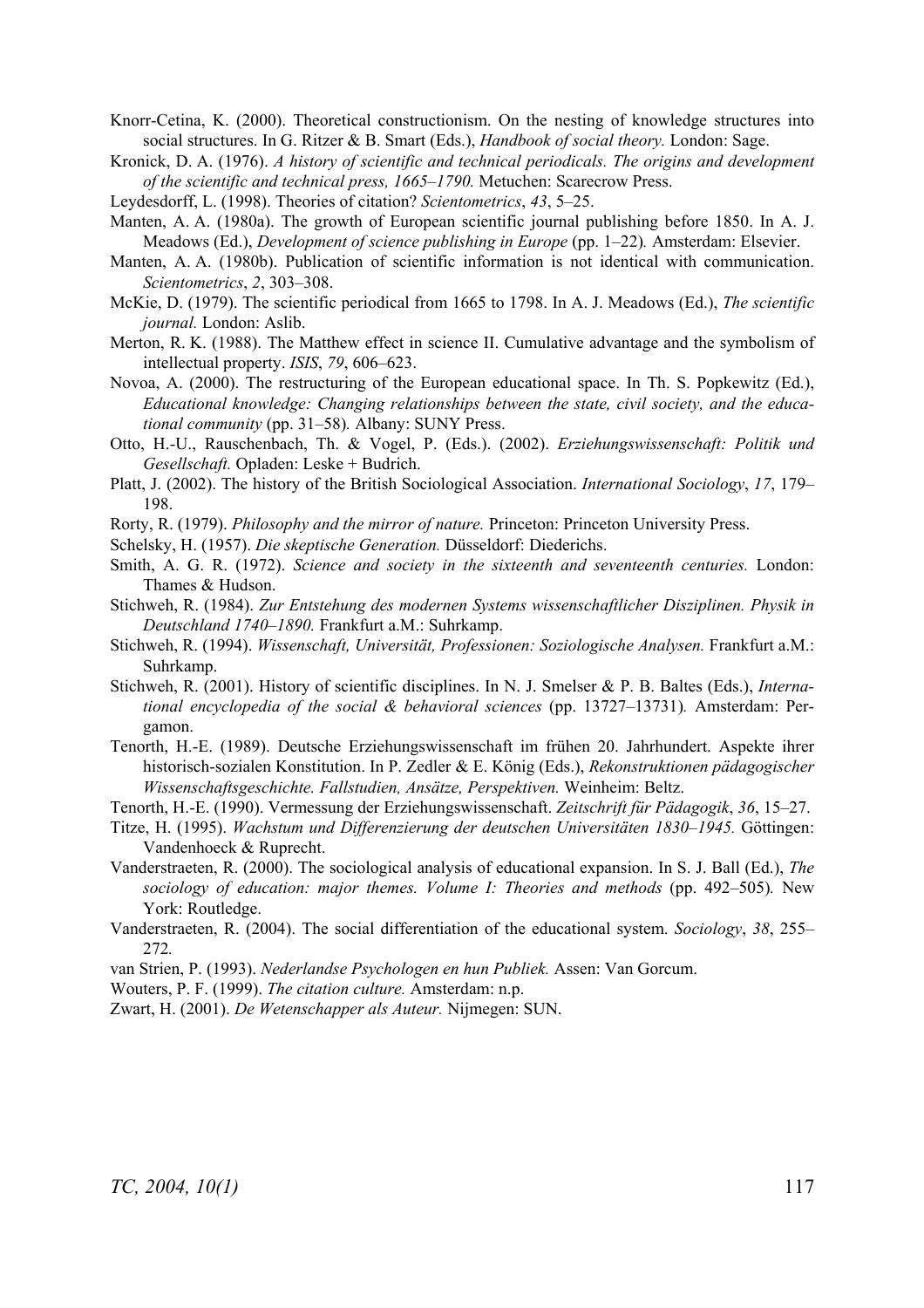Knorr-Cetina, K. (2000). Theoretical constructionism. On the nesting of knowledge structures into social structures. In G. Ritzer & B. Smart (Eds.), *Handbook of social theory.* London: Sage.

Kronick, D. A. (1976). *A history of scientific and technical periodicals. The origins and development of the scientific and technical press, 1665–1790.* Metuchen: Scarecrow Press.

Leydesdorff, L. (1998). Theories of citation? *Scientometrics*, *43*, 5–25.

Manten, A. A. (1980a). The growth of European scientific journal publishing before 1850. In A. J. Meadows (Ed.), *Development of science publishing in Europe* (pp. 1–22)*.* Amsterdam: Elsevier.

Manten, A. A. (1980b). Publication of scientific information is not identical with communication. *Scientometrics*, *2*, 303–308.

McKie, D. (1979). The scientific periodical from 1665 to 1798. In A. J. Meadows (Ed.), *The scientific journal.* London: Aslib.

Merton, R. K. (1988). The Matthew effect in science II. Cumulative advantage and the symbolism of intellectual property. *ISIS*, *79*, 606–623.

Novoa, A. (2000). The restructuring of the European educational space. In Th. S. Popkewitz (Ed.), *Educational knowledge: Changing relationships between the state, civil society, and the educational community* (pp. 31–58)*.* Albany: SUNY Press.

Otto, H.-U., Rauschenbach, Th. & Vogel, P. (Eds.). (2002). *Erziehungswissenschaft: Politik und Gesellschaft.* Opladen: Leske + Budrich.

Platt, J. (2002). The history of the British Sociological Association. *International Sociology*, *17*, 179–198.

Rorty, R. (1979). *Philosophy and the mirror of nature.* Princeton: Princeton University Press.

Schelsky, H. (1957). *Die skeptische Generation.* Düsseldorf: Diederichs.

Smith, A. G. R. (1972). *Science and society in the sixteenth and seventeenth centuries.* London: Thames & Hudson.

Stichweh, R. (1984). *Zur Entstehung des modernen Systems wissenschaftlicher Disziplinen. Physik in Deutschland 1740–1890.* Frankfurt a.M.: Suhrkamp.

Stichweh, R. (1994). *Wissenschaft, Universität, Professionen: Soziologische Analysen.* Frankfurt a.M.: Suhrkamp.

Stichweh, R. (2001). History of scientific disciplines. In N. J. Smelser & P. B. Baltes (Eds.), *International encyclopedia of the social & behavioral sciences* (pp. 13727–13731)*.* Amsterdam: Pergamon.

Tenorth, H.-E. (1989). Deutsche Erziehungswissenschaft im frühen 20. Jahrhundert. Aspekte ihrer historisch-sozialen Konstitution. In P. Zedler & E. König (Eds.), *Rekonstruktionen pädagogischer Wissenschaftsgeschichte. Fallstudien, Ansätze, Perspektiven.* Weinheim: Beltz.

Tenorth, H.-E. (1990). Vermessung der Erziehungswissenschaft. *Zeitschrift für Pädagogik*, *36*, 15–27.

Titze, H. (1995). *Wachstum und Differenzierung der deutschen Universitäten 1830–1945.* Göttingen: Vandenhoeck & Ruprecht.

Vanderstraeten, R. (2000). The sociological analysis of educational expansion. In S. J. Ball (Ed.), *The sociology of education: major themes. Volume I: Theories and methods* (pp. 492–505)*.* New York: Routledge.

Vanderstraeten, R. (2004). The social differentiation of the educational system. *Sociology*, *38*, 255–272.

van Strien, P. (1993). *Nederlandse Psychologen en hun Publiek.* Assen: Van Gorcum.

Wouters, P. F. (1999). *The citation culture.* Amsterdam: n.p.

Zwart, H. (2001). *De Wetenschapper als Auteur.* Nijmegen: SUN.